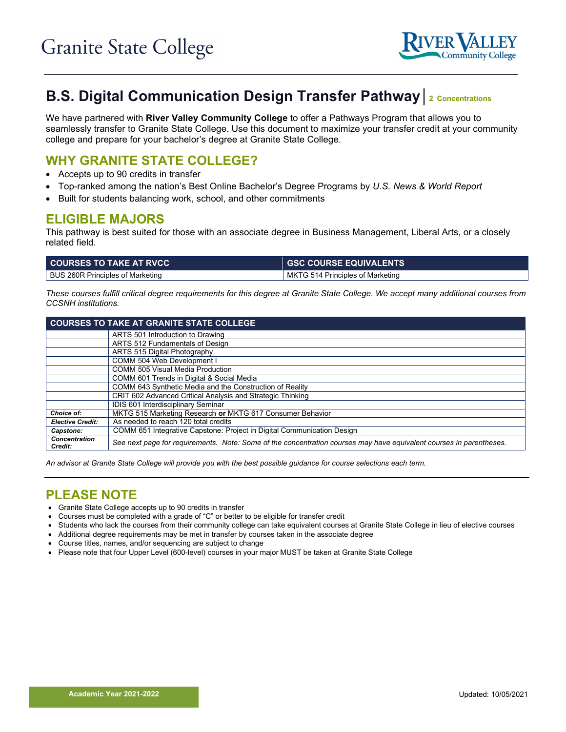Granite State College

RIVER VALLEY Community College

# B.S. Digital Communication Design Transfer Pathway | 2 Concentrations

We have partnered with **River Valley Community College** to offer a Pathways Program that allows you to seamlessly transfer to Granite State College. Use this document to maximize your transfer credit at your community college and prepare for your bachelor's degree at Granite State College.

## WHY GRANITE STATE COLLEGE?

- Accepts up to 90 credits in transfer
- Top-ranked among the nation's Best Online Bachelor's Degree Programs by *U.S. News & World Report*
- Built for students balancing work, school, and other commitments

## ELIGIBLE MAJORS

This pathway is best suited for those with an associate degree in Business Management, Liberal Arts, or a closely related field.

| COURSES TO TAKE AT RVCC | GSC COURSE EQUIVALENTS |
|---|---|
| BUS 260R Principles of Marketing | MKTG 514 Principles of Marketing |

*These courses fulfill critical degree requirements for this degree at Granite State College. We accept many additional courses from CCSNH institutions.*

| COURSES TO TAKE AT GRANITE STATE COLLEGE | |
|---|---|
| | ARTS 501 Introduction to Drawing |
| | ARTS 512 Fundamentals of Design |
| | ARTS 515 Digital Photography |
| | COMM 504 Web Development I |
| | COMM 505 Visual Media Production |
| | COMM 601 Trends in Digital & Social Media |
| | COMM 643 Synthetic Media and the Construction of Reality |
| | CRIT 602 Advanced Critical Analysis and Strategic Thinking |
| | IDIS 601 Interdisciplinary Seminar |
| ***Choice of:*** | MKTG 515 Marketing Research **or** MKTG 617 Consumer Behavior |
| ***Elective Credit:*** | As needed to reach 120 total credits |
| ***Capstone:*** | COMM 651 Integrative Capstone: Project in Digital Communication Design |
| ***Concentration Credit:*** | *See next page for requirements. Note: Some of the concentration courses may have equivalent courses in parentheses.* |

*An advisor at Granite State College will provide you with the best possible guidance for course selections each term.*

## PLEASE NOTE

- Granite State College accepts up to 90 credits in transfer
- Courses must be completed with a grade of "C" or better to be eligible for transfer credit
- Students who lack the courses from their community college can take equivalent courses at Granite State College in lieu of elective courses
- Additional degree requirements may be met in transfer by courses taken in the associate degree
- Course titles, names, and/or sequencing are subject to change
- Please note that four Upper Level (600-level) courses in your major MUST be taken at Granite State College

Academic Year 2021-2022

Updated: 10/05/2021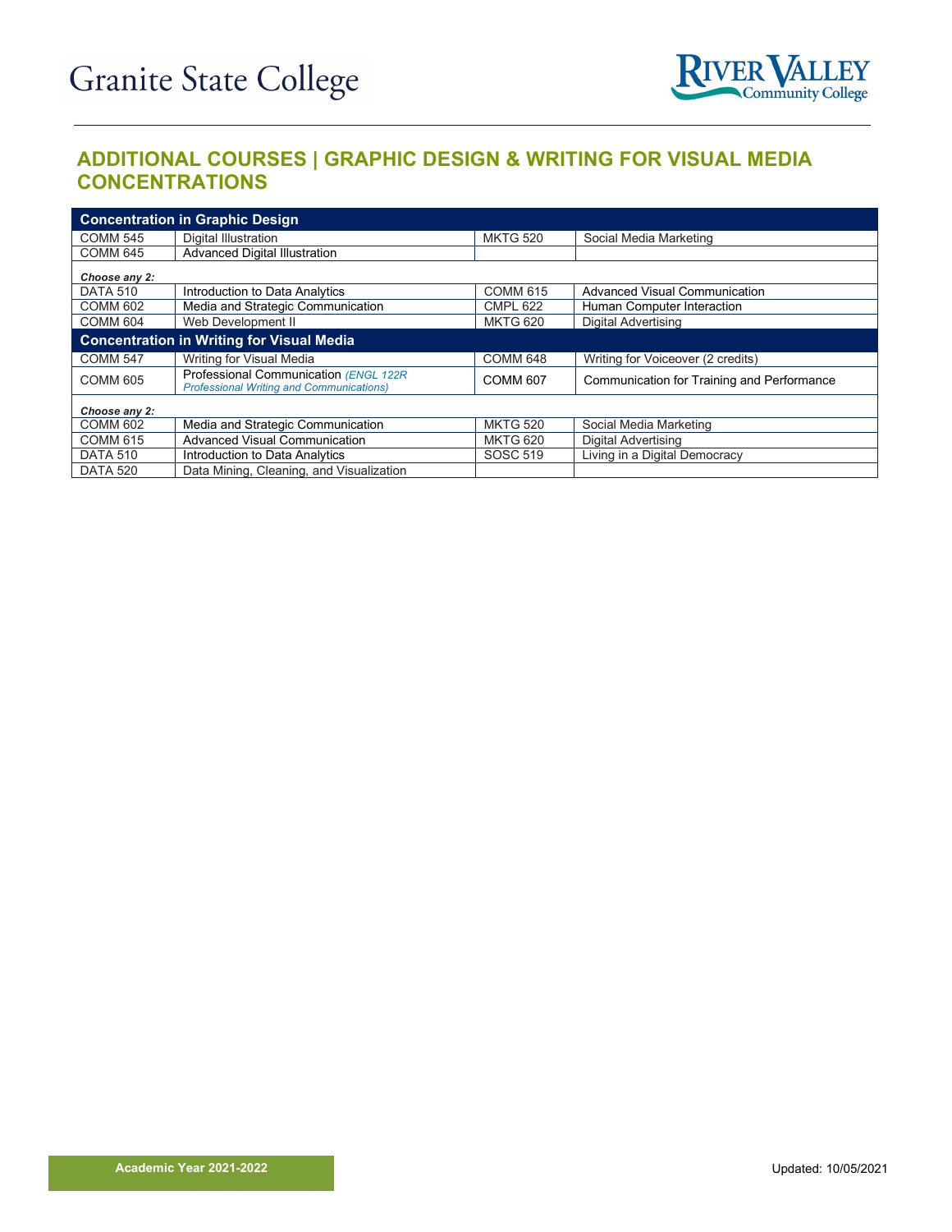## ADDITIONAL COURSES | GRAPHIC DESIGN & WRITING FOR VISUAL MEDIA CONCENTRATIONS

| | | | |
|---|---|---|---|
| **Concentration in Graphic Design** | | | |
| COMM 545 | Digital Illustration | MKTG 520 | Social Media Marketing |
| COMM 645 | Advanced Digital Illustration | | |
| ***Choose any 2:*** | | | |
| DATA 510 | Introduction to Data Analytics | COMM 615 | Advanced Visual Communication |
| COMM 602 | Media and Strategic Communication | CMPL 622 | Human Computer Interaction |
| COMM 604 | Web Development II | MKTG 620 | Digital Advertising |
| **Concentration in Writing for Visual Media** | | | |
| COMM 547 | Writing for Visual Media | COMM 648 | Writing for Voiceover (2 credits) |
| COMM 605 | Professional Communication *(ENGL 122R Professional Writing and Communications)* | COMM 607 | Communication for Training and Performance |
| ***Choose any 2:*** | | | |
| COMM 602 | Media and Strategic Communication | MKTG 520 | Social Media Marketing |
| COMM 615 | Advanced Visual Communication | MKTG 620 | Digital Advertising |
| DATA 510 | Introduction to Data Analytics | SOSC 519 | Living in a Digital Democracy |
| DATA 520 | Data Mining, Cleaning, and Visualization | | |

**Academic Year 2021-2022**

Updated: 10/05/2021